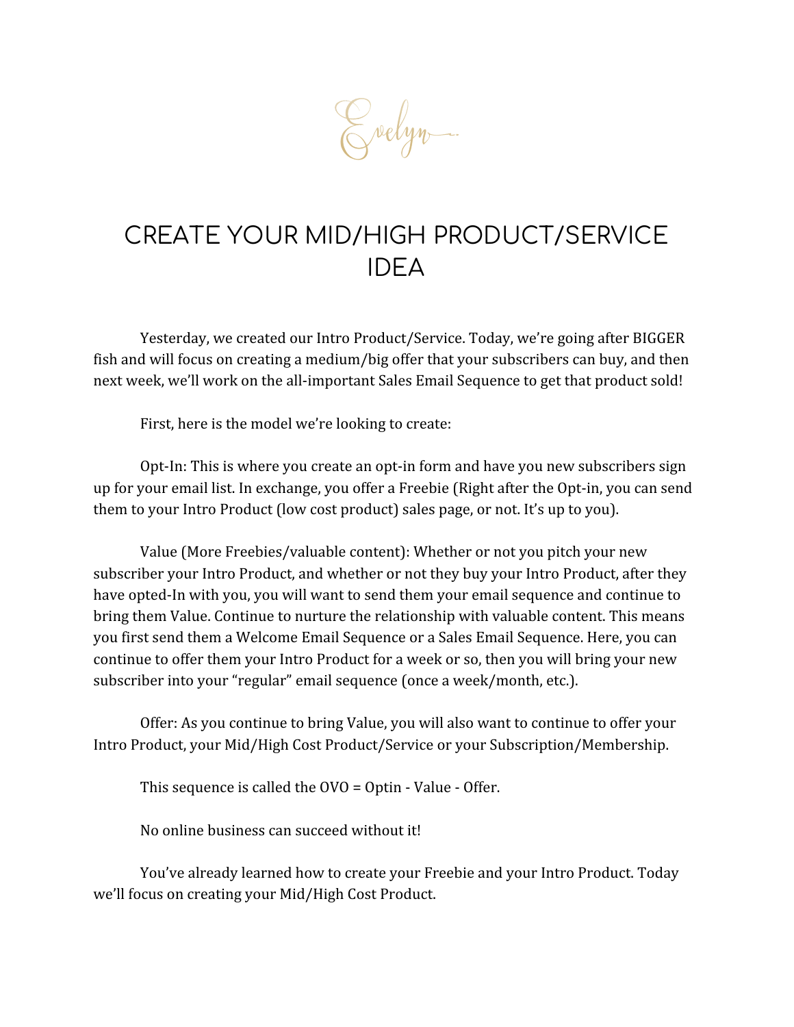Evelyn

# CREATE YOUR MID/HIGH PRODUCT/SERVICE IDEA

Yesterday, we created our Intro Product/Service. Today, we're going after BIGGER fish and will focus on creating a medium/big offer that your subscribers can buy, and then next week, we'll work on the all-important Sales Email Sequence to get that product sold!

First, here is the model we're looking to create:

Opt-In: This is where you create an opt-in form and have you new subscribers sign up for your email list. In exchange, you offer a Freebie (Right after the Opt-in, you can send them to your Intro Product (low cost product) sales page, or not. It's up to you).

Value (More Freebies/valuable content): Whether or not you pitch your new subscriber your Intro Product, and whether or not they buy your Intro Product, after they have opted-In with you, you will want to send them your email sequence and continue to bring them Value. Continue to nurture the relationship with valuable content. This means you first send them a Welcome Email Sequence or a Sales Email Sequence. Here, you can continue to offer them your Intro Product for a week or so, then you will bring your new subscriber into your "regular" email sequence (once a week/month, etc.).

Offer: As you continue to bring Value, you will also want to continue to offer your Intro Product, your Mid/High Cost Product/Service or your Subscription/Membership.

This sequence is called the OVO = Optin - Value - Offer.

No online business can succeed without it!

You've already learned how to create your Freebie and your Intro Product. Today we'll focus on creating your Mid/High Cost Product.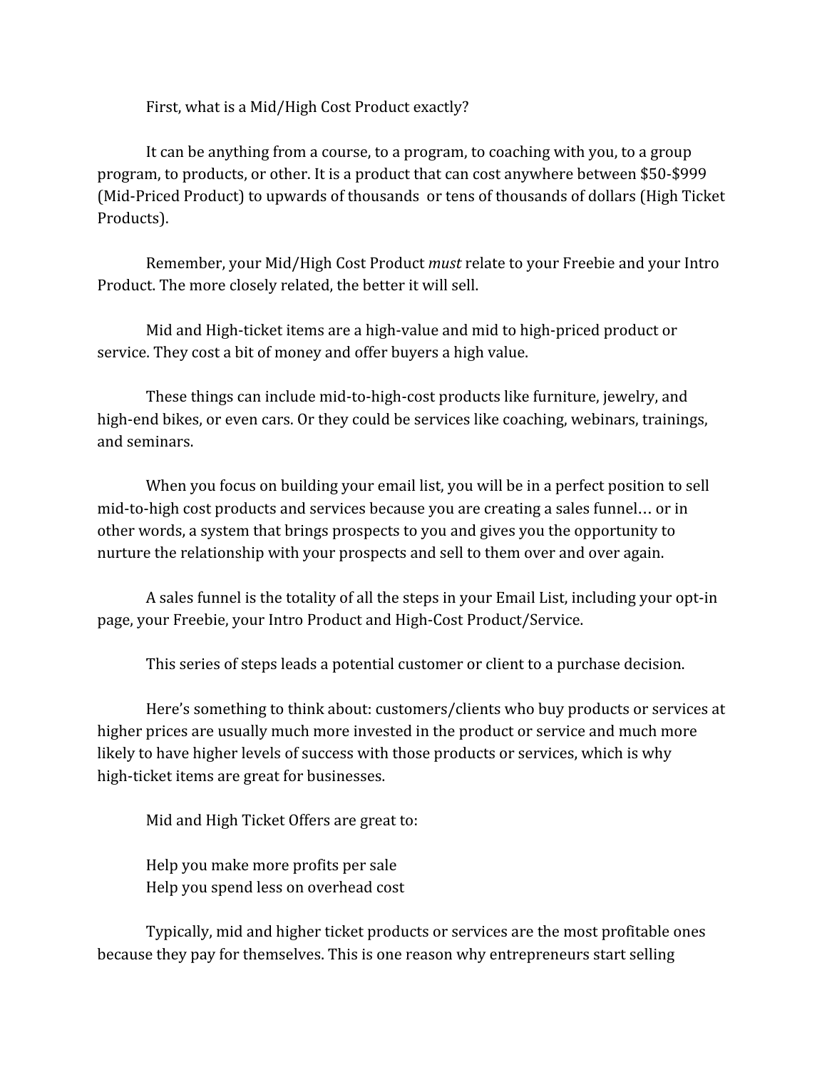First, what is a Mid/High Cost Product exactly?

It can be anything from a course, to a program, to coaching with you, to a group program, to products, or other. It is a product that can cost anywhere between $50-$999 (Mid-Priced Product) to upwards of thousands  or tens of thousands of dollars (High Ticket Products).

Remember, your Mid/High Cost Product *must* relate to your Freebie and your Intro Product. The more closely related, the better it will sell.

Mid and High-ticket items are a high-value and mid to high-priced product or service. They cost a bit of money and offer buyers a high value.

These things can include mid-to-high-cost products like furniture, jewelry, and high-end bikes, or even cars. Or they could be services like coaching, webinars, trainings, and seminars.

When you focus on building your email list, you will be in a perfect position to sell mid-to-high cost products and services because you are creating a sales funnel… or in other words, a system that brings prospects to you and gives you the opportunity to nurture the relationship with your prospects and sell to them over and over again.

A sales funnel is the totality of all the steps in your Email List, including your opt-in page, your Freebie, your Intro Product and High-Cost Product/Service.

This series of steps leads a potential customer or client to a purchase decision.

Here's something to think about: customers/clients who buy products or services at higher prices are usually much more invested in the product or service and much more likely to have higher levels of success with those products or services, which is why high-ticket items are great for businesses.

Mid and High Ticket Offers are great to:

Help you make more profits per sale
Help you spend less on overhead cost

Typically, mid and higher ticket products or services are the most profitable ones because they pay for themselves. This is one reason why entrepreneurs start selling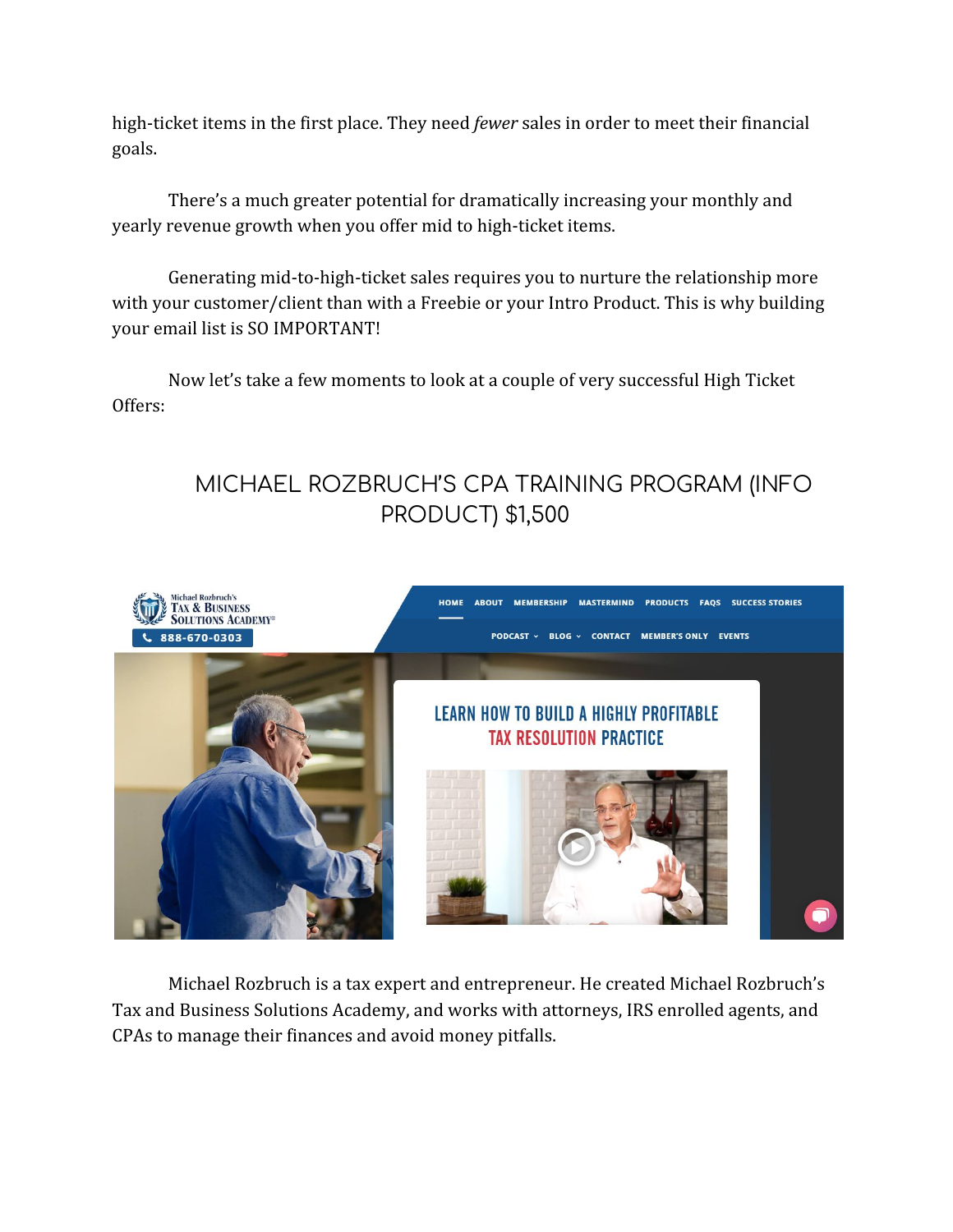high-ticket items in the first place. They need *fewer* sales in order to meet their financial goals.

There's a much greater potential for dramatically increasing your monthly and yearly revenue growth when you offer mid to high-ticket items.

Generating mid-to-high-ticket sales requires you to nurture the relationship more with your customer/client than with a Freebie or your Intro Product. This is why building your email list is SO IMPORTANT!

Now let's take a few moments to look at a couple of very successful High Ticket Offers:

## MICHAEL ROZBRUCH'S CPA TRAINING PROGRAM (INFO PRODUCT) $1,500

Michael Rozbruch is a tax expert and entrepreneur. He created Michael Rozbruch's Tax and Business Solutions Academy, and works with attorneys, IRS enrolled agents, and CPAs to manage their finances and avoid money pitfalls.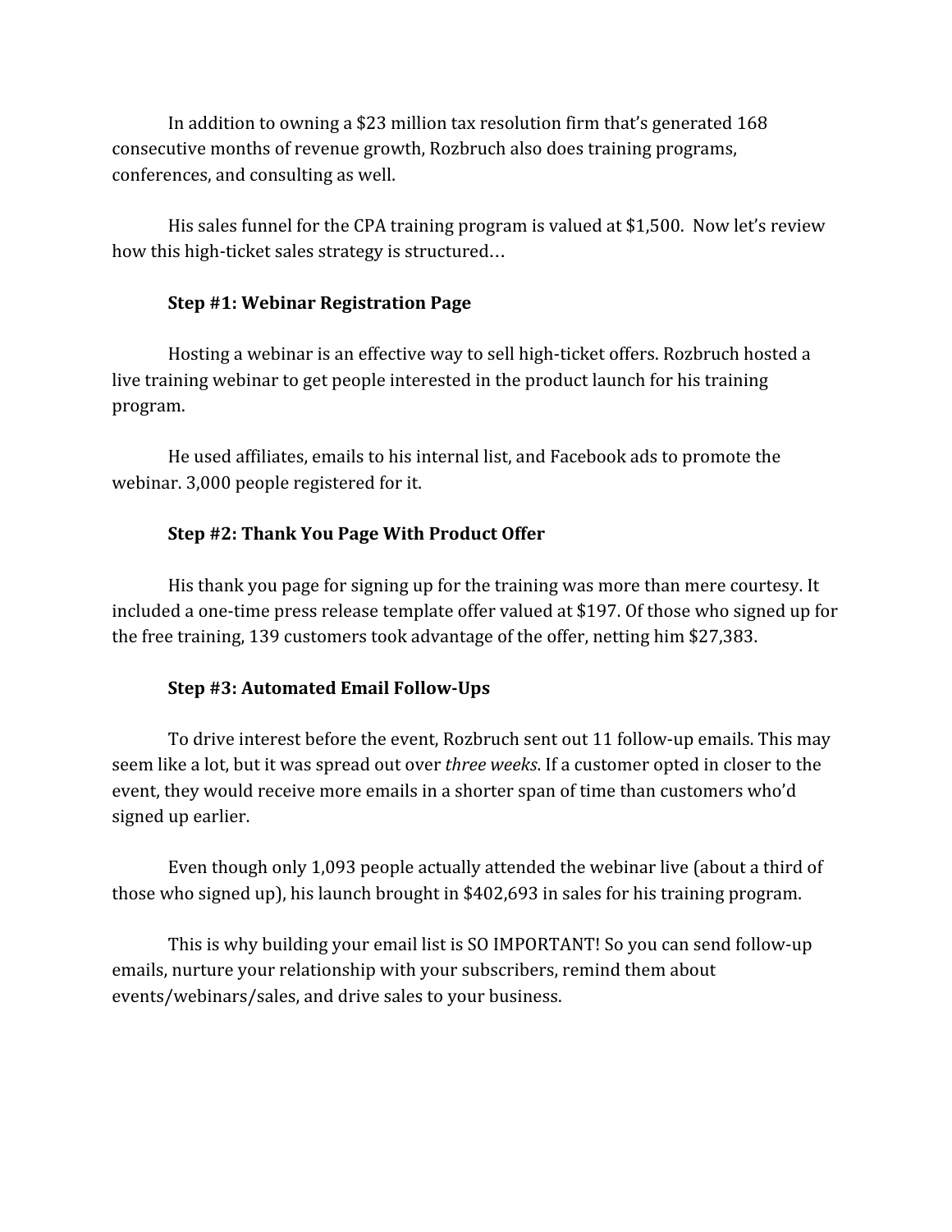In addition to owning a $23 million tax resolution firm that's generated 168 consecutive months of revenue growth, Rozbruch also does training programs, conferences, and consulting as well.

His sales funnel for the CPA training program is valued at $1,500. Now let's review how this high-ticket sales strategy is structured…

**Step #1: Webinar Registration Page**

Hosting a webinar is an effective way to sell high-ticket offers. Rozbruch hosted a live training webinar to get people interested in the product launch for his training program.

He used affiliates, emails to his internal list, and Facebook ads to promote the webinar. 3,000 people registered for it.

**Step #2: Thank You Page With Product Offer**

His thank you page for signing up for the training was more than mere courtesy. It included a one-time press release template offer valued at $197. Of those who signed up for the free training, 139 customers took advantage of the offer, netting him $27,383.

**Step #3: Automated Email Follow-Ups**

To drive interest before the event, Rozbruch sent out 11 follow-up emails. This may seem like a lot, but it was spread out over *three weeks*. If a customer opted in closer to the event, they would receive more emails in a shorter span of time than customers who'd signed up earlier.

Even though only 1,093 people actually attended the webinar live (about a third of those who signed up), his launch brought in $402,693 in sales for his training program.

This is why building your email list is SO IMPORTANT! So you can send follow-up emails, nurture your relationship with your subscribers, remind them about events/webinars/sales, and drive sales to your business.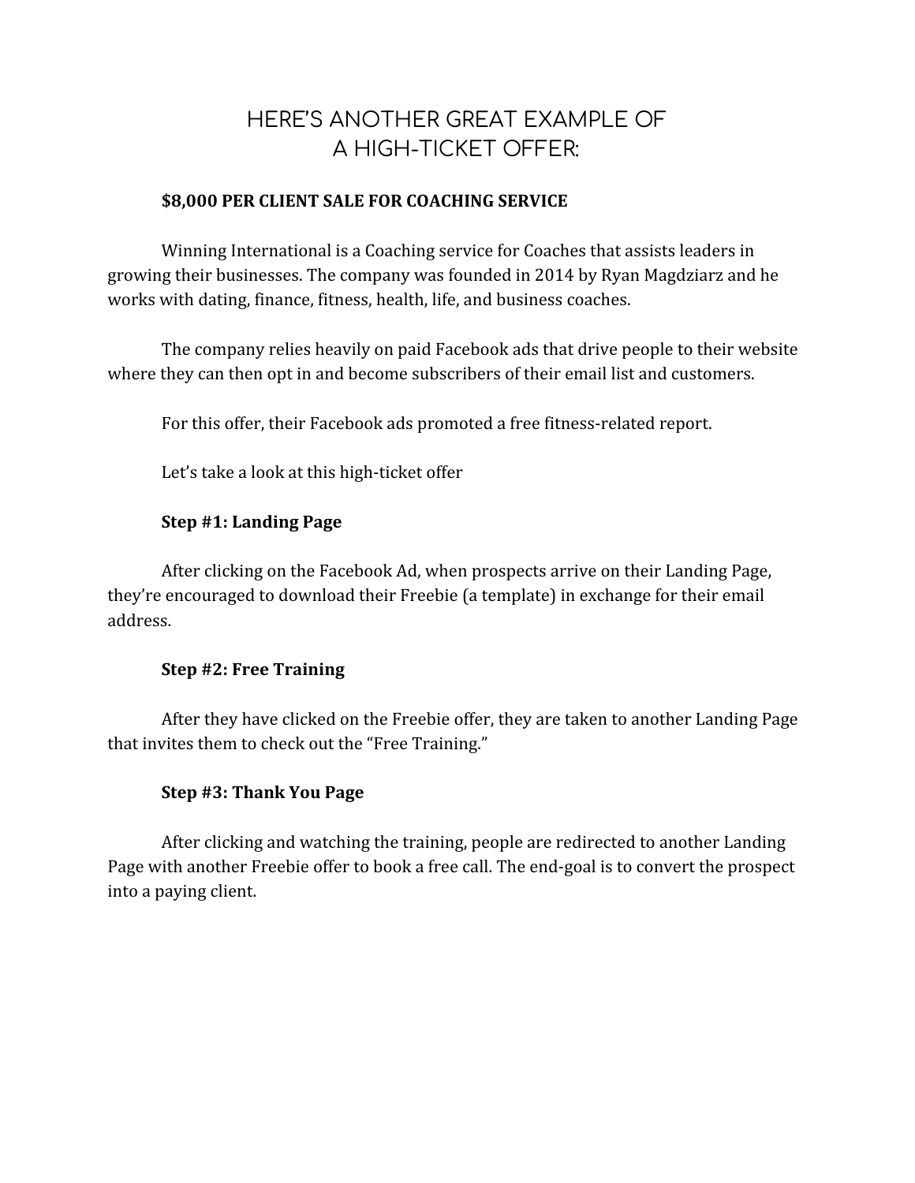# HERE'S ANOTHER GREAT EXAMPLE OF A HIGH-TICKET OFFER:

**$8,000 PER CLIENT SALE FOR COACHING SERVICE**

Winning International is a Coaching service for Coaches that assists leaders in growing their businesses. The company was founded in 2014 by Ryan Magdziarz and he works with dating, finance, fitness, health, life, and business coaches.

The company relies heavily on paid Facebook ads that drive people to their website where they can then opt in and become subscribers of their email list and customers.

For this offer, their Facebook ads promoted a free fitness-related report.

Let's take a look at this high-ticket offer

**Step #1: Landing Page**

After clicking on the Facebook Ad, when prospects arrive on their Landing Page, they're encouraged to download their Freebie (a template) in exchange for their email address.

**Step #2: Free Training**

After they have clicked on the Freebie offer, they are taken to another Landing Page that invites them to check out the "Free Training."

**Step #3: Thank You Page**

After clicking and watching the training, people are redirected to another Landing Page with another Freebie offer to book a free call. The end-goal is to convert the prospect into a paying client.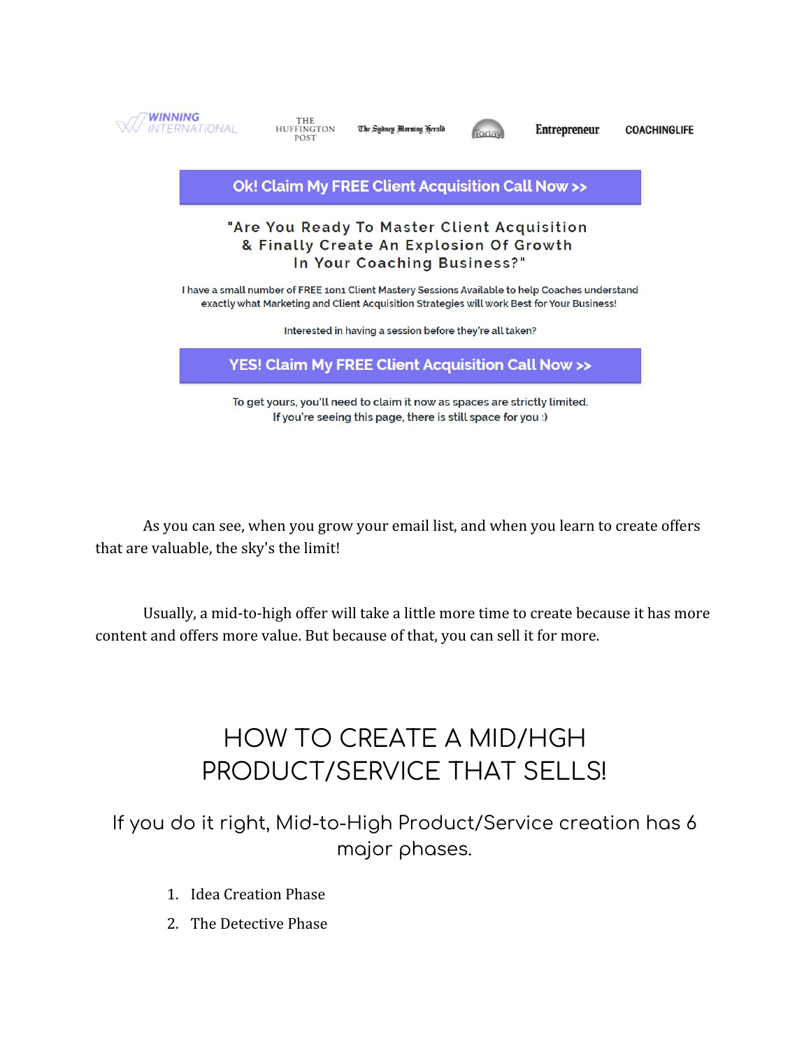WINNING INTERNATIONAL THE HUFFINGTON POST The Sydney Morning Herald today Entrepreneur COACHINGLIFE

Ok! Claim My FREE Client Acquisition Call Now >>

"Are You Ready To Master Client Acquisition & Finally Create An Explosion Of Growth In Your Coaching Business?"

I have a small number of FREE 1on1 Client Mastery Sessions Available to help Coaches understand exactly what Marketing and Client Acquisition Strategies will work Best for Your Business!

Interested in having a session before they're all taken?

YES! Claim My FREE Client Acquisition Call Now >>

To get yours, you'll need to claim it now as spaces are strictly limited.
If you're seeing this page, there is still space for you :)

As you can see, when you grow your email list, and when you learn to create offers that are valuable, the sky's the limit!

Usually, a mid-to-high offer will take a little more time to create because it has more content and offers more value. But because of that, you can sell it for more.

# HOW TO CREATE A MID/HGH PRODUCT/SERVICE THAT SELLS!

## If you do it right, Mid-to-High Product/Service creation has 6 major phases.

1. Idea Creation Phase
2. The Detective Phase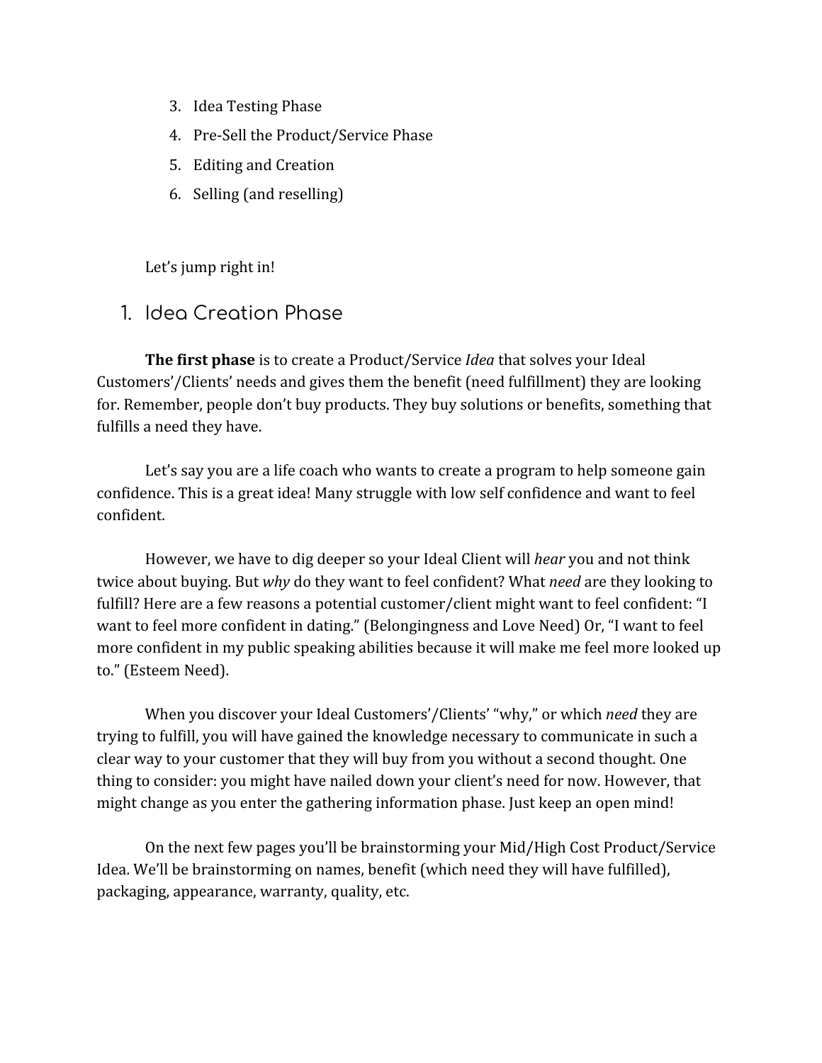3. Idea Testing Phase
4. Pre-Sell the Product/Service Phase
5. Editing and Creation
6. Selling (and reselling)

Let's jump right in!

## 1. Idea Creation Phase

**The first phase** is to create a Product/Service *Idea* that solves your Ideal Customers'/Clients' needs and gives them the benefit (need fulfillment) they are looking for. Remember, people don't buy products. They buy solutions or benefits, something that fulfills a need they have.

Let's say you are a life coach who wants to create a program to help someone gain confidence. This is a great idea! Many struggle with low self confidence and want to feel confident.

However, we have to dig deeper so your Ideal Client will *hear* you and not think twice about buying. But *why* do they want to feel confident? What *need* are they looking to fulfill? Here are a few reasons a potential customer/client might want to feel confident: "I want to feel more confident in dating." (Belongingness and Love Need) Or, "I want to feel more confident in my public speaking abilities because it will make me feel more looked up to." (Esteem Need).

When you discover your Ideal Customers'/Clients' "why," or which *need* they are trying to fulfill, you will have gained the knowledge necessary to communicate in such a clear way to your customer that they will buy from you without a second thought. One thing to consider: you might have nailed down your client's need for now. However, that might change as you enter the gathering information phase. Just keep an open mind!

On the next few pages you'll be brainstorming your Mid/High Cost Product/Service Idea. We'll be brainstorming on names, benefit (which need they will have fulfilled), packaging, appearance, warranty, quality, etc.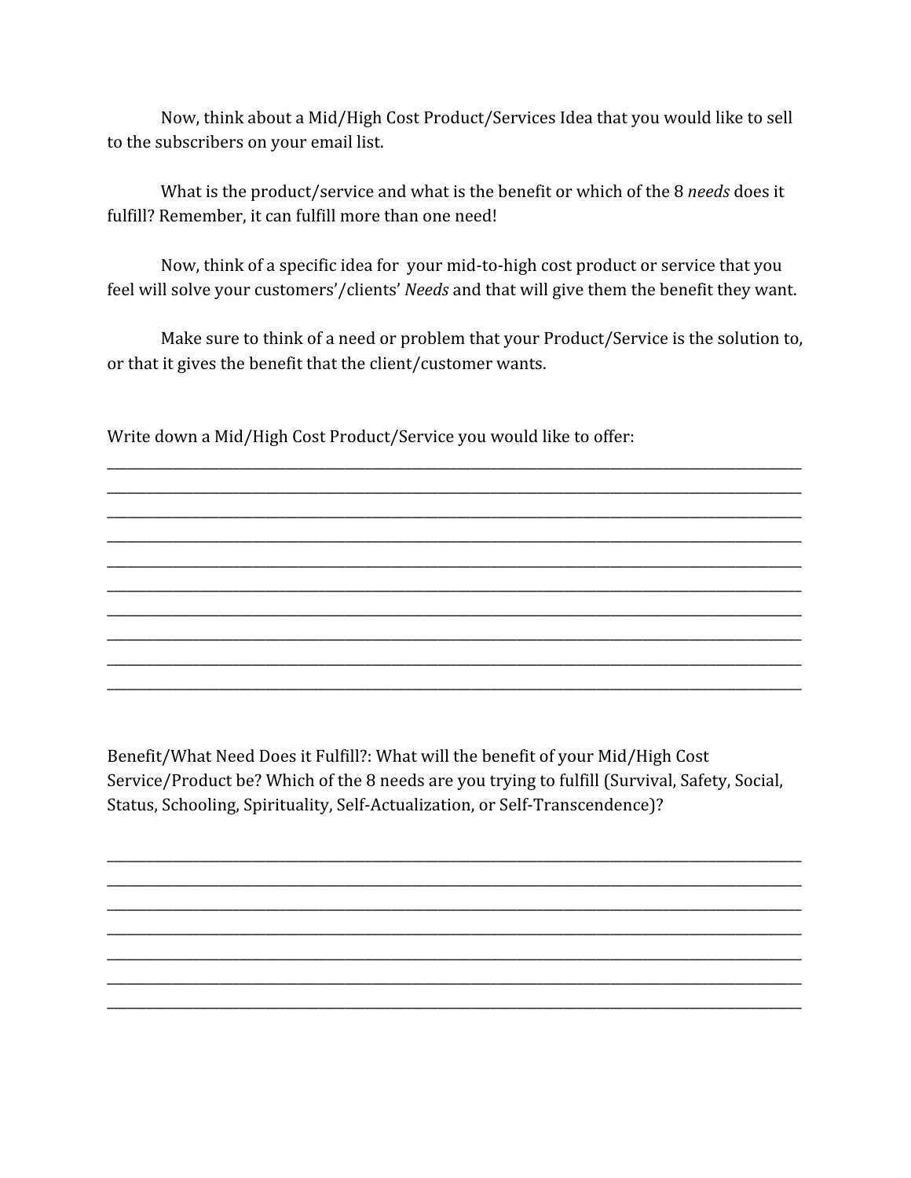Now, think about a Mid/High Cost Product/Services Idea that you would like to sell to the subscribers on your email list.

What is the product/service and what is the benefit or which of the 8 *needs* does it fulfill? Remember, it can fulfill more than one need!

Now, think of a specific idea for your mid-to-high cost product or service that you feel will solve your customers'/clients' *Needs* and that will give them the benefit they want.

Make sure to think of a need or problem that your Product/Service is the solution to, or that it gives the benefit that the client/customer wants.

Write down a Mid/High Cost Product/Service you would like to offer:

\_\_\_\_\_\_\_\_\_\_\_\_\_\_\_\_\_\_\_\_\_\_\_\_\_\_\_\_\_\_\_\_\_\_\_\_\_\_\_\_\_\_\_\_\_\_\_\_\_\_\_\_\_\_\_\_\_\_\_\_\_\_\_\_\_\_\_\_\_\_\_\_\_\_\_\_\_\_

\_\_\_\_\_\_\_\_\_\_\_\_\_\_\_\_\_\_\_\_\_\_\_\_\_\_\_\_\_\_\_\_\_\_\_\_\_\_\_\_\_\_\_\_\_\_\_\_\_\_\_\_\_\_\_\_\_\_\_\_\_\_\_\_\_\_\_\_\_\_\_\_\_\_\_\_\_\_

\_\_\_\_\_\_\_\_\_\_\_\_\_\_\_\_\_\_\_\_\_\_\_\_\_\_\_\_\_\_\_\_\_\_\_\_\_\_\_\_\_\_\_\_\_\_\_\_\_\_\_\_\_\_\_\_\_\_\_\_\_\_\_\_\_\_\_\_\_\_\_\_\_\_\_\_\_\_

\_\_\_\_\_\_\_\_\_\_\_\_\_\_\_\_\_\_\_\_\_\_\_\_\_\_\_\_\_\_\_\_\_\_\_\_\_\_\_\_\_\_\_\_\_\_\_\_\_\_\_\_\_\_\_\_\_\_\_\_\_\_\_\_\_\_\_\_\_\_\_\_\_\_\_\_\_\_

\_\_\_\_\_\_\_\_\_\_\_\_\_\_\_\_\_\_\_\_\_\_\_\_\_\_\_\_\_\_\_\_\_\_\_\_\_\_\_\_\_\_\_\_\_\_\_\_\_\_\_\_\_\_\_\_\_\_\_\_\_\_\_\_\_\_\_\_\_\_\_\_\_\_\_\_\_\_

\_\_\_\_\_\_\_\_\_\_\_\_\_\_\_\_\_\_\_\_\_\_\_\_\_\_\_\_\_\_\_\_\_\_\_\_\_\_\_\_\_\_\_\_\_\_\_\_\_\_\_\_\_\_\_\_\_\_\_\_\_\_\_\_\_\_\_\_\_\_\_\_\_\_\_\_\_\_

\_\_\_\_\_\_\_\_\_\_\_\_\_\_\_\_\_\_\_\_\_\_\_\_\_\_\_\_\_\_\_\_\_\_\_\_\_\_\_\_\_\_\_\_\_\_\_\_\_\_\_\_\_\_\_\_\_\_\_\_\_\_\_\_\_\_\_\_\_\_\_\_\_\_\_\_\_\_

\_\_\_\_\_\_\_\_\_\_\_\_\_\_\_\_\_\_\_\_\_\_\_\_\_\_\_\_\_\_\_\_\_\_\_\_\_\_\_\_\_\_\_\_\_\_\_\_\_\_\_\_\_\_\_\_\_\_\_\_\_\_\_\_\_\_\_\_\_\_\_\_\_\_\_\_\_\_

\_\_\_\_\_\_\_\_\_\_\_\_\_\_\_\_\_\_\_\_\_\_\_\_\_\_\_\_\_\_\_\_\_\_\_\_\_\_\_\_\_\_\_\_\_\_\_\_\_\_\_\_\_\_\_\_\_\_\_\_\_\_\_\_\_\_\_\_\_\_\_\_\_\_\_\_\_\_

\_\_\_\_\_\_\_\_\_\_\_\_\_\_\_\_\_\_\_\_\_\_\_\_\_\_\_\_\_\_\_\_\_\_\_\_\_\_\_\_\_\_\_\_\_\_\_\_\_\_\_\_\_\_\_\_\_\_\_\_\_\_\_\_\_\_\_\_\_\_\_\_\_\_\_\_\_\_

Benefit/What Need Does it Fulfill?: What will the benefit of your Mid/High Cost Service/Product be? Which of the 8 needs are you trying to fulfill (Survival, Safety, Social, Status, Schooling, Spirituality, Self-Actualization, or Self-Transcendence)?

\_\_\_\_\_\_\_\_\_\_\_\_\_\_\_\_\_\_\_\_\_\_\_\_\_\_\_\_\_\_\_\_\_\_\_\_\_\_\_\_\_\_\_\_\_\_\_\_\_\_\_\_\_\_\_\_\_\_\_\_\_\_\_\_\_\_\_\_\_\_\_\_\_\_\_\_\_\_

\_\_\_\_\_\_\_\_\_\_\_\_\_\_\_\_\_\_\_\_\_\_\_\_\_\_\_\_\_\_\_\_\_\_\_\_\_\_\_\_\_\_\_\_\_\_\_\_\_\_\_\_\_\_\_\_\_\_\_\_\_\_\_\_\_\_\_\_\_\_\_\_\_\_\_\_\_\_

\_\_\_\_\_\_\_\_\_\_\_\_\_\_\_\_\_\_\_\_\_\_\_\_\_\_\_\_\_\_\_\_\_\_\_\_\_\_\_\_\_\_\_\_\_\_\_\_\_\_\_\_\_\_\_\_\_\_\_\_\_\_\_\_\_\_\_\_\_\_\_\_\_\_\_\_\_\_

\_\_\_\_\_\_\_\_\_\_\_\_\_\_\_\_\_\_\_\_\_\_\_\_\_\_\_\_\_\_\_\_\_\_\_\_\_\_\_\_\_\_\_\_\_\_\_\_\_\_\_\_\_\_\_\_\_\_\_\_\_\_\_\_\_\_\_\_\_\_\_\_\_\_\_\_\_\_

\_\_\_\_\_\_\_\_\_\_\_\_\_\_\_\_\_\_\_\_\_\_\_\_\_\_\_\_\_\_\_\_\_\_\_\_\_\_\_\_\_\_\_\_\_\_\_\_\_\_\_\_\_\_\_\_\_\_\_\_\_\_\_\_\_\_\_\_\_\_\_\_\_\_\_\_\_\_

\_\_\_\_\_\_\_\_\_\_\_\_\_\_\_\_\_\_\_\_\_\_\_\_\_\_\_\_\_\_\_\_\_\_\_\_\_\_\_\_\_\_\_\_\_\_\_\_\_\_\_\_\_\_\_\_\_\_\_\_\_\_\_\_\_\_\_\_\_\_\_\_\_\_\_\_\_\_

\_\_\_\_\_\_\_\_\_\_\_\_\_\_\_\_\_\_\_\_\_\_\_\_\_\_\_\_\_\_\_\_\_\_\_\_\_\_\_\_\_\_\_\_\_\_\_\_\_\_\_\_\_\_\_\_\_\_\_\_\_\_\_\_\_\_\_\_\_\_\_\_\_\_\_\_\_\_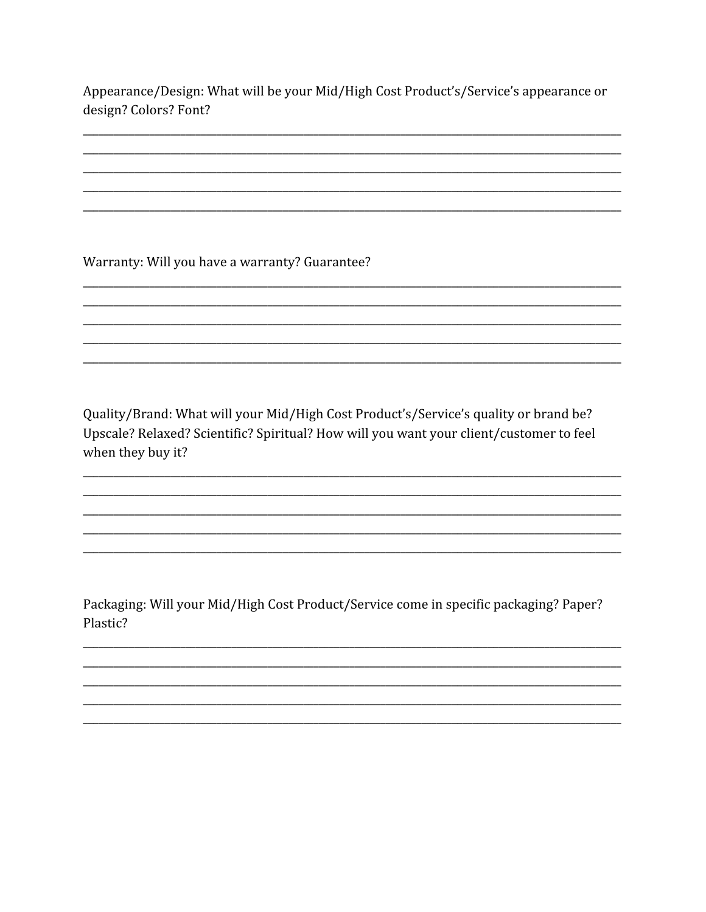Appearance/Design: What will be your Mid/High Cost Product's/Service's appearance or design? Colors? Font?

_______________________________________________________________________________
_______________________________________________________________________________
_______________________________________________________________________________
_______________________________________________________________________________
_______________________________________________________________________________

Warranty: Will you have a warranty? Guarantee?

_______________________________________________________________________________
_______________________________________________________________________________
_______________________________________________________________________________
_______________________________________________________________________________
_______________________________________________________________________________

Quality/Brand: What will your Mid/High Cost Product's/Service's quality or brand be? Upscale? Relaxed? Scientific? Spiritual? How will you want your client/customer to feel when they buy it?

_______________________________________________________________________________
_______________________________________________________________________________
_______________________________________________________________________________
_______________________________________________________________________________
_______________________________________________________________________________

Packaging: Will your Mid/High Cost Product/Service come in specific packaging? Paper? Plastic?

_______________________________________________________________________________
_______________________________________________________________________________
_______________________________________________________________________________
_______________________________________________________________________________
_______________________________________________________________________________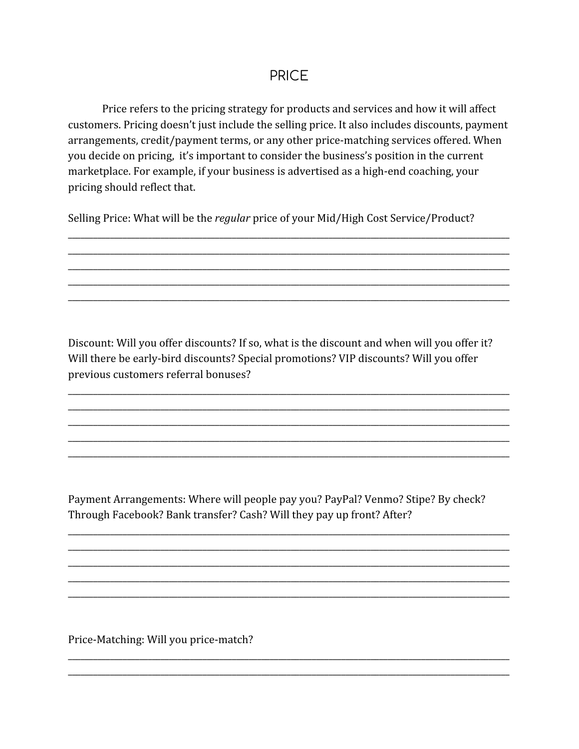# PRICE

Price refers to the pricing strategy for products and services and how it will affect customers. Pricing doesn't just include the selling price. It also includes discounts, payment arrangements, credit/payment terms, or any other price-matching services offered. When you decide on pricing, it's important to consider the business's position in the current marketplace. For example, if your business is advertised as a high-end coaching, your pricing should reflect that.

Selling Price: What will be the *regular* price of your Mid/High Cost Service/Product?

______________________________________________________________________________

______________________________________________________________________________

______________________________________________________________________________

______________________________________________________________________________

______________________________________________________________________________

Discount: Will you offer discounts? If so, what is the discount and when will you offer it? Will there be early-bird discounts? Special promotions? VIP discounts? Will you offer previous customers referral bonuses?

______________________________________________________________________________

______________________________________________________________________________

______________________________________________________________________________

______________________________________________________________________________

______________________________________________________________________________

Payment Arrangements: Where will people pay you? PayPal? Venmo? Stipe? By check? Through Facebook? Bank transfer? Cash? Will they pay up front? After?

______________________________________________________________________________

______________________________________________________________________________

______________________________________________________________________________

______________________________________________________________________________

______________________________________________________________________________

Price-Matching: Will you price-match?

______________________________________________________________________________

______________________________________________________________________________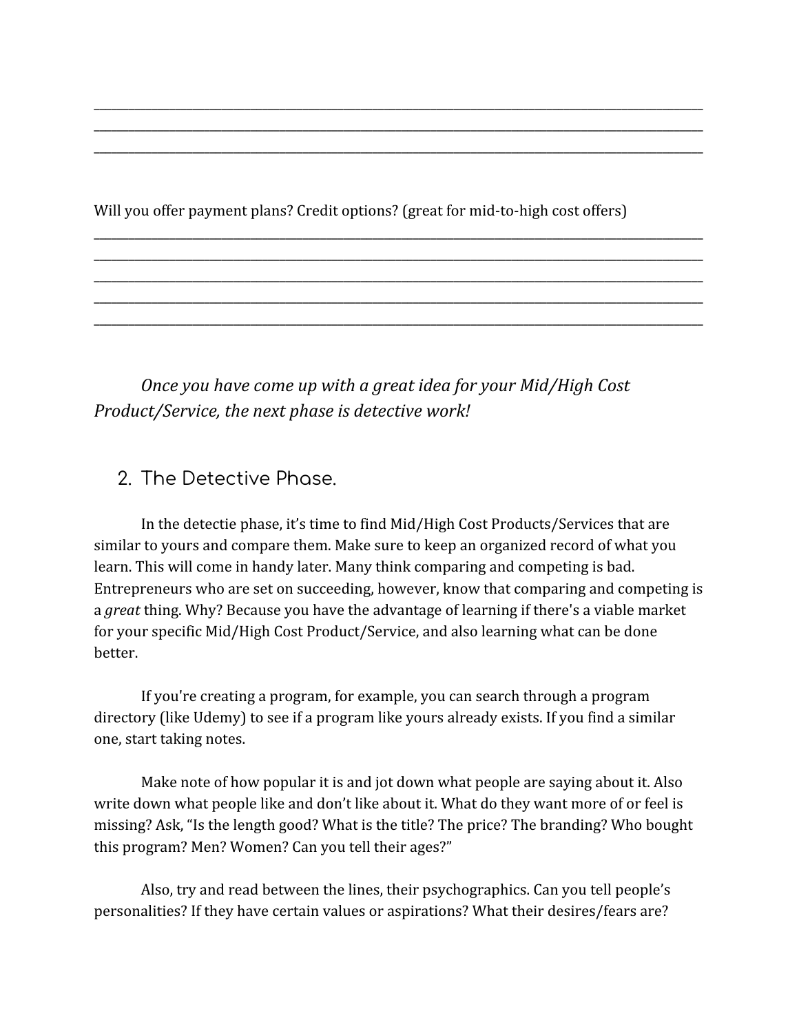______________________________________________________________________________
______________________________________________________________________________
______________________________________________________________________________

Will you offer payment plans? Credit options? (great for mid-to-high cost offers)

______________________________________________________________________________
______________________________________________________________________________
______________________________________________________________________________
______________________________________________________________________________
______________________________________________________________________________

*Once you have come up with a great idea for your Mid/High Cost Product/Service, the next phase is detective work!*

## 2. The Detective Phase.

In the detectie phase, it's time to find Mid/High Cost Products/Services that are similar to yours and compare them. Make sure to keep an organized record of what you learn. This will come in handy later. Many think comparing and competing is bad. Entrepreneurs who are set on succeeding, however, know that comparing and competing is a *great* thing. Why? Because you have the advantage of learning if there's a viable market for your specific Mid/High Cost Product/Service, and also learning what can be done better.

If you're creating a program, for example, you can search through a program directory (like Udemy) to see if a program like yours already exists. If you find a similar one, start taking notes.

Make note of how popular it is and jot down what people are saying about it. Also write down what people like and don't like about it. What do they want more of or feel is missing? Ask, "Is the length good? What is the title? The price? The branding? Who bought this program? Men? Women? Can you tell their ages?"

Also, try and read between the lines, their psychographics. Can you tell people's personalities? If they have certain values or aspirations? What their desires/fears are?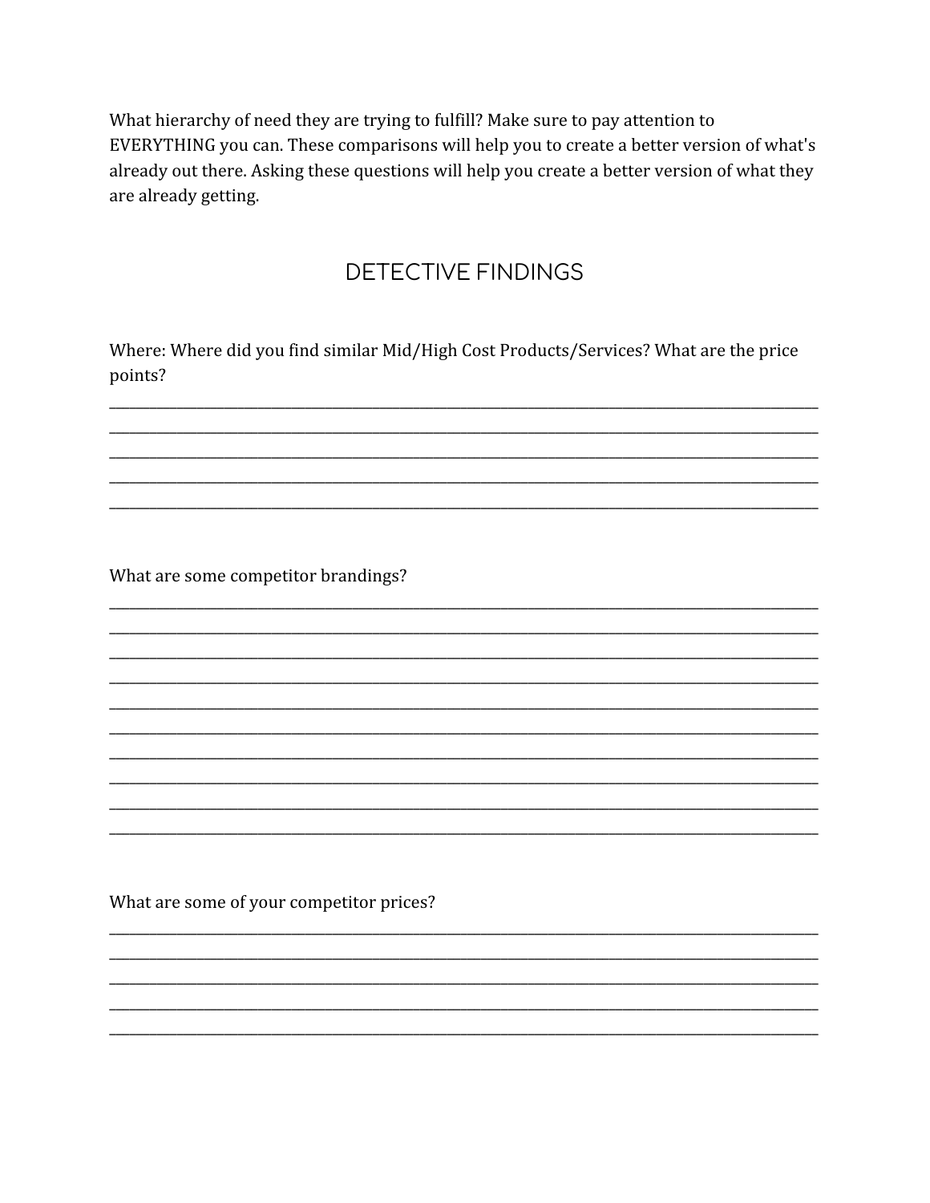What hierarchy of need they are trying to fulfill? Make sure to pay attention to EVERYTHING you can. These comparisons will help you to create a better version of what's already out there. Asking these questions will help you create a better version of what they are already getting.

## DETECTIVE FINDINGS

Where: Where did you find similar Mid/High Cost Products/Services? What are the price points?

______________________________________________________________________________

______________________________________________________________________________

______________________________________________________________________________

______________________________________________________________________________

______________________________________________________________________________

What are some competitor brandings?

______________________________________________________________________________

______________________________________________________________________________

______________________________________________________________________________

______________________________________________________________________________

______________________________________________________________________________

______________________________________________________________________________

______________________________________________________________________________

______________________________________________________________________________

______________________________________________________________________________

______________________________________________________________________________

What are some of your competitor prices?

______________________________________________________________________________

______________________________________________________________________________

______________________________________________________________________________

______________________________________________________________________________

______________________________________________________________________________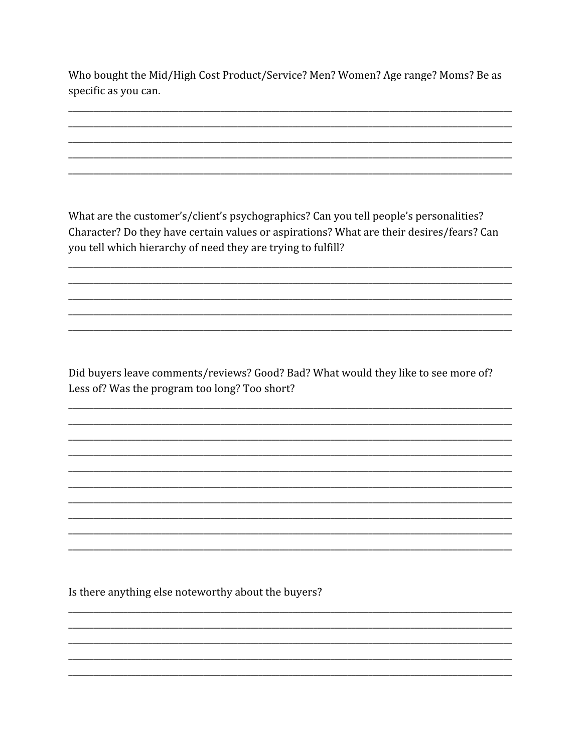Who bought the Mid/High Cost Product/Service? Men? Women? Age range? Moms? Be as specific as you can.

_______________________________________________________________________________________________
_______________________________________________________________________________________________
_______________________________________________________________________________________________
_______________________________________________________________________________________________
_______________________________________________________________________________________________

What are the customer's/client's psychographics? Can you tell people's personalities? Character? Do they have certain values or aspirations? What are their desires/fears? Can you tell which hierarchy of need they are trying to fulfill?

_______________________________________________________________________________________________
_______________________________________________________________________________________________
_______________________________________________________________________________________________
_______________________________________________________________________________________________
_______________________________________________________________________________________________

Did buyers leave comments/reviews? Good? Bad? What would they like to see more of? Less of? Was the program too long? Too short?

_______________________________________________________________________________________________
_______________________________________________________________________________________________
_______________________________________________________________________________________________
_______________________________________________________________________________________________
_______________________________________________________________________________________________
_______________________________________________________________________________________________
_______________________________________________________________________________________________
_______________________________________________________________________________________________
_______________________________________________________________________________________________
_______________________________________________________________________________________________

Is there anything else noteworthy about the buyers?

_______________________________________________________________________________________________
_______________________________________________________________________________________________
_______________________________________________________________________________________________
_______________________________________________________________________________________________
_______________________________________________________________________________________________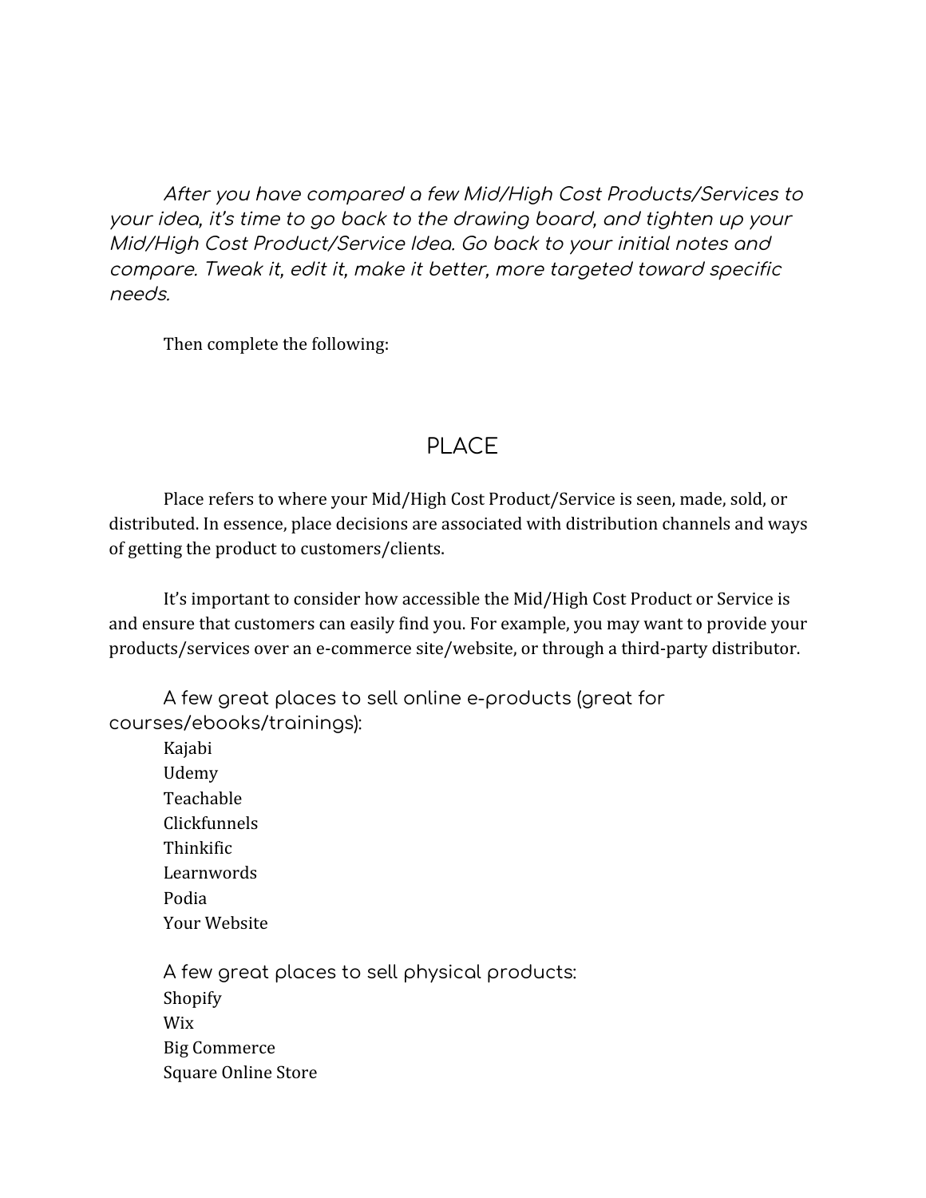*After you have compared a few Mid/High Cost Products/Services to your idea, it's time to go back to the drawing board, and tighten up your Mid/High Cost Product/Service Idea. Go back to your initial notes and compare. Tweak it, edit it, make it better, more targeted toward specific needs.*

Then complete the following:

## PLACE

Place refers to where your Mid/High Cost Product/Service is seen, made, sold, or distributed. In essence, place decisions are associated with distribution channels and ways of getting the product to customers/clients.

It's important to consider how accessible the Mid/High Cost Product or Service is and ensure that customers can easily find you. For example, you may want to provide your products/services over an e-commerce site/website, or through a third-party distributor.

A few great places to sell online e-products (great for courses/ebooks/trainings):

Kajabi
Udemy
Teachable
Clickfunnels
Thinkific
Learnwords
Podia
Your Website

A few great places to sell physical products:

Shopify
Wix
Big Commerce
Square Online Store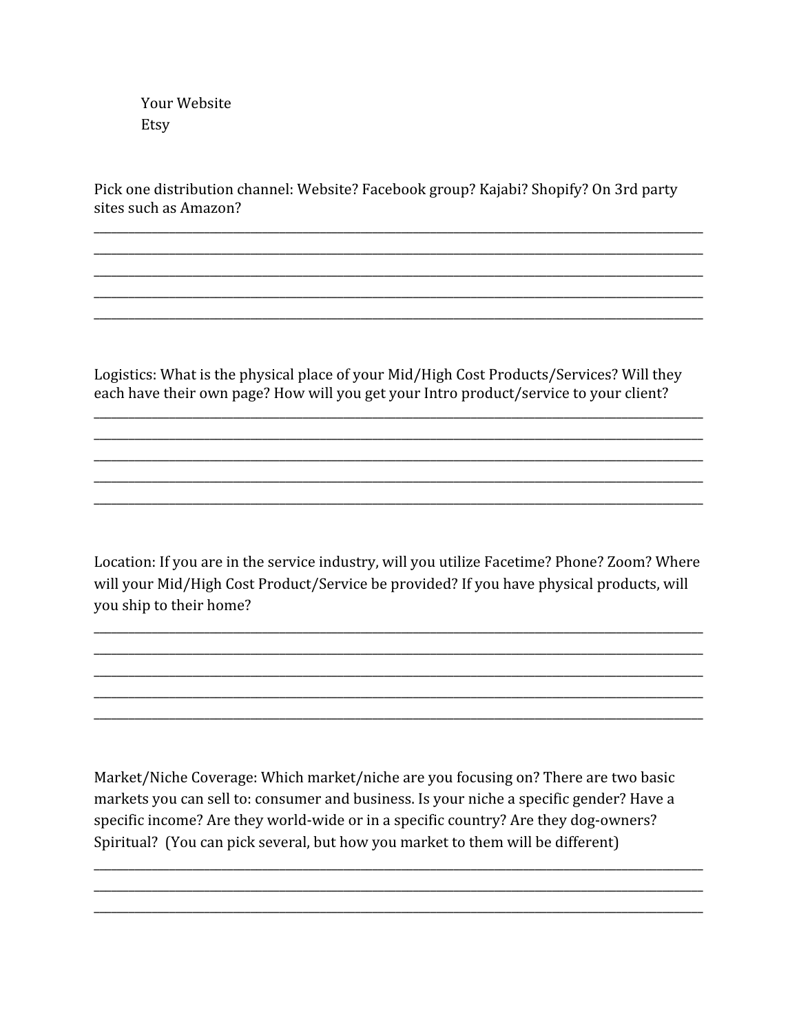Your Website
Etsy

Pick one distribution channel: Website? Facebook group? Kajabi? Shopify? On 3rd party sites such as Amazon?

_______________________________________________________________________________
_______________________________________________________________________________
_______________________________________________________________________________
_______________________________________________________________________________
_______________________________________________________________________________

Logistics: What is the physical place of your Mid/High Cost Products/Services? Will they each have their own page? How will you get your Intro product/service to your client?

_______________________________________________________________________________
_______________________________________________________________________________
_______________________________________________________________________________
_______________________________________________________________________________
_______________________________________________________________________________

Location: If you are in the service industry, will you utilize Facetime? Phone? Zoom? Where will your Mid/High Cost Product/Service be provided? If you have physical products, will you ship to their home?

_______________________________________________________________________________
_______________________________________________________________________________
_______________________________________________________________________________
_______________________________________________________________________________
_______________________________________________________________________________

Market/Niche Coverage: Which market/niche are you focusing on? There are two basic markets you can sell to: consumer and business. Is your niche a specific gender? Have a specific income? Are they world-wide or in a specific country? Are they dog-owners? Spiritual? (You can pick several, but how you market to them will be different)

_______________________________________________________________________________
_______________________________________________________________________________
_______________________________________________________________________________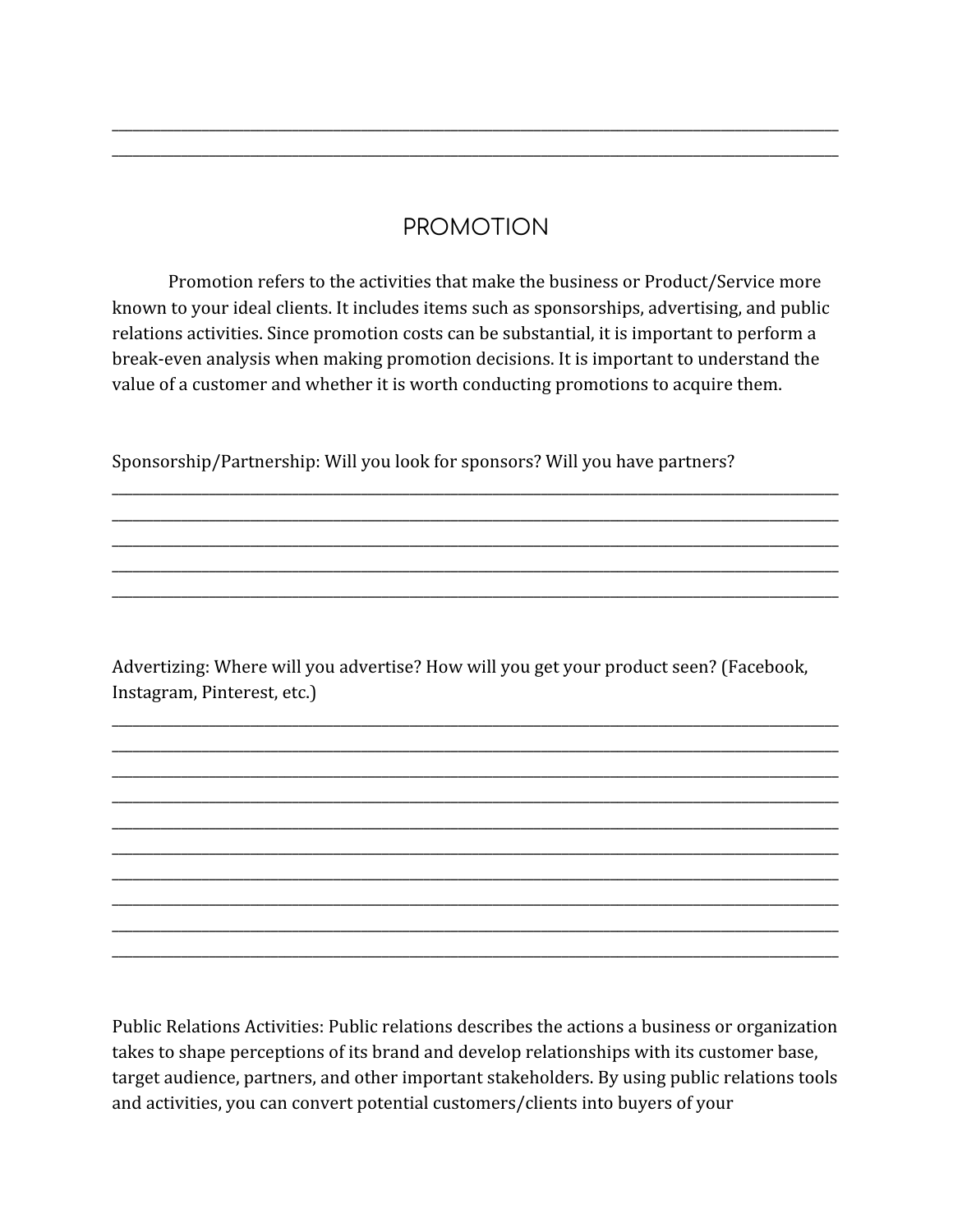______________________________________________________________________________________________
______________________________________________________________________________________________

## PROMOTION

Promotion refers to the activities that make the business or Product/Service more known to your ideal clients. It includes items such as sponsorships, advertising, and public relations activities. Since promotion costs can be substantial, it is important to perform a break-even analysis when making promotion decisions. It is important to understand the value of a customer and whether it is worth conducting promotions to acquire them.

Sponsorship/Partnership: Will you look for sponsors? Will you have partners?

______________________________________________________________________________________________
______________________________________________________________________________________________
______________________________________________________________________________________________
______________________________________________________________________________________________
______________________________________________________________________________________________

Advertizing: Where will you advertise? How will you get your product seen? (Facebook, Instagram, Pinterest, etc.)

______________________________________________________________________________________________
______________________________________________________________________________________________
______________________________________________________________________________________________
______________________________________________________________________________________________
______________________________________________________________________________________________
______________________________________________________________________________________________
______________________________________________________________________________________________
______________________________________________________________________________________________
______________________________________________________________________________________________
______________________________________________________________________________________________

Public Relations Activities: Public relations describes the actions a business or organization takes to shape perceptions of its brand and develop relationships with its customer base, target audience, partners, and other important stakeholders. By using public relations tools and activities, you can convert potential customers/clients into buyers of your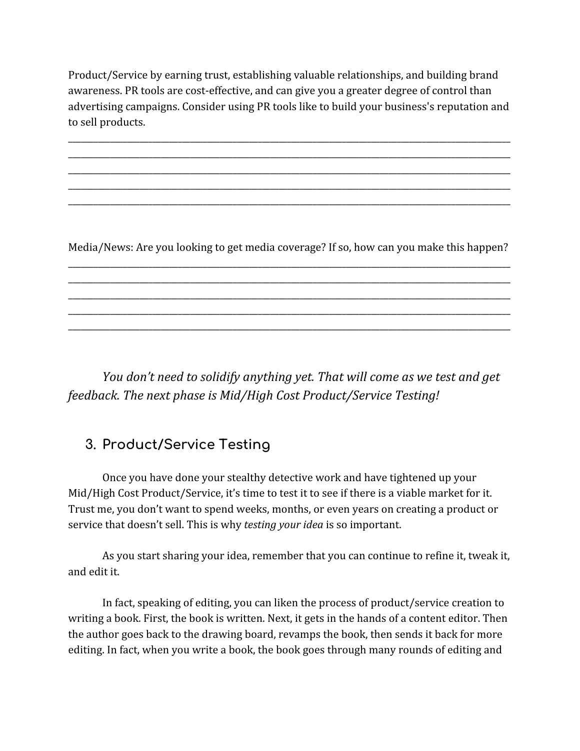Product/Service by earning trust, establishing valuable relationships, and building brand awareness. PR tools are cost-effective, and can give you a greater degree of control than advertising campaigns. Consider using PR tools like to build your business's reputation and to sell products.

_______________________________________________________________________________________________
_______________________________________________________________________________________________
_______________________________________________________________________________________________
_______________________________________________________________________________________________
_______________________________________________________________________________________________

Media/News: Are you looking to get media coverage? If so, how can you make this happen?

_______________________________________________________________________________________________
_______________________________________________________________________________________________
_______________________________________________________________________________________________
_______________________________________________________________________________________________
_______________________________________________________________________________________________

*You don't need to solidify anything yet. That will come as we test and get feedback. The next phase is Mid/High Cost Product/Service Testing!*

## 3. Product/Service Testing

Once you have done your stealthy detective work and have tightened up your Mid/High Cost Product/Service, it's time to test it to see if there is a viable market for it. Trust me, you don't want to spend weeks, months, or even years on creating a product or service that doesn't sell. This is why *testing your idea* is so important.

As you start sharing your idea, remember that you can continue to refine it, tweak it, and edit it.

In fact, speaking of editing, you can liken the process of product/service creation to writing a book. First, the book is written. Next, it gets in the hands of a content editor. Then the author goes back to the drawing board, revamps the book, then sends it back for more editing. In fact, when you write a book, the book goes through many rounds of editing and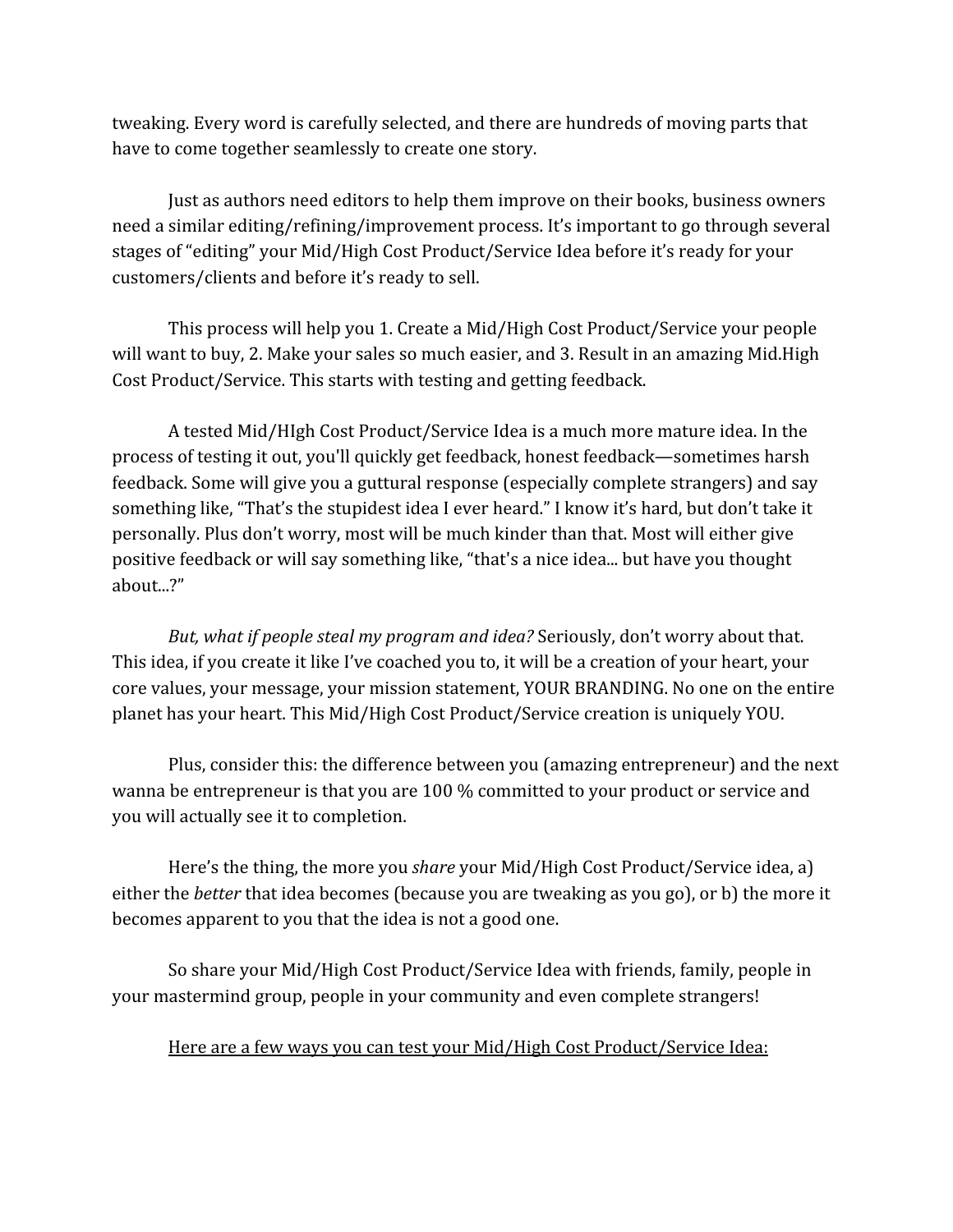tweaking. Every word is carefully selected, and there are hundreds of moving parts that have to come together seamlessly to create one story.

Just as authors need editors to help them improve on their books, business owners need a similar editing/refining/improvement process. It's important to go through several stages of "editing" your Mid/High Cost Product/Service Idea before it's ready for your customers/clients and before it's ready to sell.

This process will help you 1. Create a Mid/High Cost Product/Service your people will want to buy, 2. Make your sales so much easier, and 3. Result in an amazing Mid.High Cost Product/Service. This starts with testing and getting feedback.

A tested Mid/HIgh Cost Product/Service Idea is a much more mature idea. In the process of testing it out, you'll quickly get feedback, honest feedback—sometimes harsh feedback. Some will give you a guttural response (especially complete strangers) and say something like, "That's the stupidest idea I ever heard." I know it's hard, but don't take it personally. Plus don't worry, most will be much kinder than that. Most will either give positive feedback or will say something like, "that's a nice idea... but have you thought about...?"

*But, what if people steal my program and idea?* Seriously, don't worry about that. This idea, if you create it like I've coached you to, it will be a creation of your heart, your core values, your message, your mission statement, YOUR BRANDING. No one on the entire planet has your heart. This Mid/High Cost Product/Service creation is uniquely YOU.

Plus, consider this: the difference between you (amazing entrepreneur) and the next wanna be entrepreneur is that you are 100 % committed to your product or service and you will actually see it to completion.

Here's the thing, the more you *share* your Mid/High Cost Product/Service idea, a) either the *better* that idea becomes (because you are tweaking as you go), or b) the more it becomes apparent to you that the idea is not a good one.

So share your Mid/High Cost Product/Service Idea with friends, family, people in your mastermind group, people in your community and even complete strangers!

<u>Here are a few ways you can test your Mid/High Cost Product/Service Idea:</u>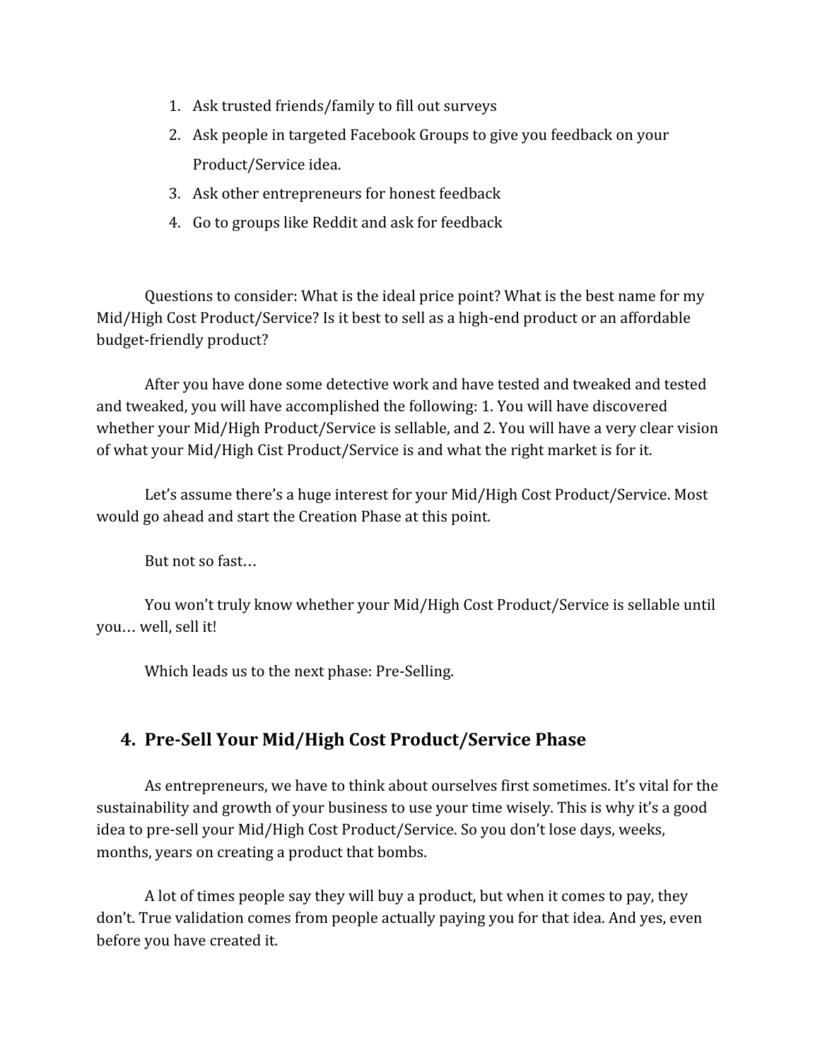1. Ask trusted friends/family to fill out surveys
2. Ask people in targeted Facebook Groups to give you feedback on your Product/Service idea.
3. Ask other entrepreneurs for honest feedback
4. Go to groups like Reddit and ask for feedback

Questions to consider: What is the ideal price point? What is the best name for my Mid/High Cost Product/Service? Is it best to sell as a high-end product or an affordable budget-friendly product?

After you have done some detective work and have tested and tweaked and tested and tweaked, you will have accomplished the following: 1. You will have discovered whether your Mid/High Product/Service is sellable, and 2. You will have a very clear vision of what your Mid/High Cist Product/Service is and what the right market is for it.

Let's assume there's a huge interest for your Mid/High Cost Product/Service. Most would go ahead and start the Creation Phase at this point.

But not so fast…

You won't truly know whether your Mid/High Cost Product/Service is sellable until you… well, sell it!

Which leads us to the next phase: Pre-Selling.

## 4. Pre-Sell Your Mid/High Cost Product/Service Phase

As entrepreneurs, we have to think about ourselves first sometimes. It's vital for the sustainability and growth of your business to use your time wisely. This is why it's a good idea to pre-sell your Mid/High Cost Product/Service. So you don't lose days, weeks, months, years on creating a product that bombs.

A lot of times people say they will buy a product, but when it comes to pay, they don't. True validation comes from people actually paying you for that idea. And yes, even before you have created it.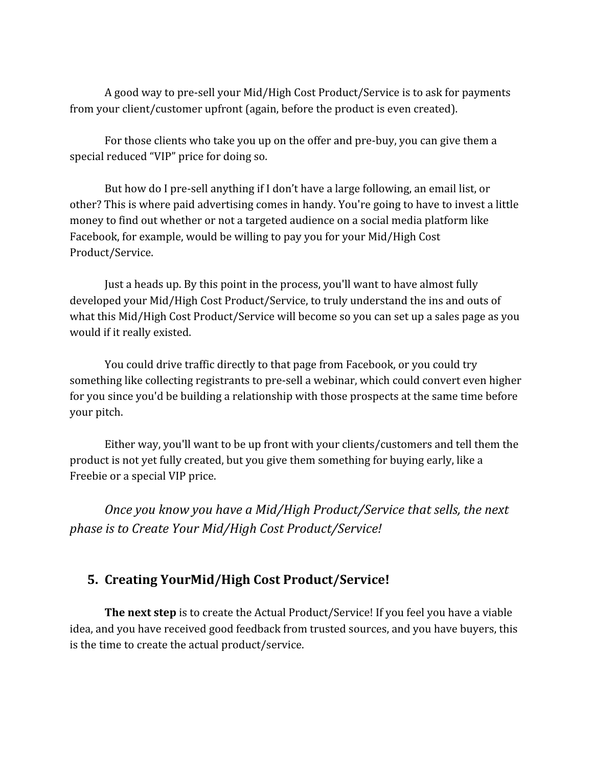A good way to pre-sell your Mid/High Cost Product/Service is to ask for payments from your client/customer upfront (again, before the product is even created).

For those clients who take you up on the offer and pre-buy, you can give them a special reduced "VIP" price for doing so.

But how do I pre-sell anything if I don't have a large following, an email list, or other? This is where paid advertising comes in handy. You're going to have to invest a little money to find out whether or not a targeted audience on a social media platform like Facebook, for example, would be willing to pay you for your Mid/High Cost Product/Service.

Just a heads up. By this point in the process, you'll want to have almost fully developed your Mid/High Cost Product/Service, to truly understand the ins and outs of what this Mid/High Cost Product/Service will become so you can set up a sales page as you would if it really existed.

You could drive traffic directly to that page from Facebook, or you could try something like collecting registrants to pre-sell a webinar, which could convert even higher for you since you'd be building a relationship with those prospects at the same time before your pitch.

Either way, you'll want to be up front with your clients/customers and tell them the product is not yet fully created, but you give them something for buying early, like a Freebie or a special VIP price.

*Once you know you have a Mid/High Product/Service that sells, the next phase is to Create Your Mid/High Cost Product/Service!*

## 5. Creating YourMid/High Cost Product/Service!

**The next step** is to create the Actual Product/Service! If you feel you have a viable idea, and you have received good feedback from trusted sources, and you have buyers, this is the time to create the actual product/service.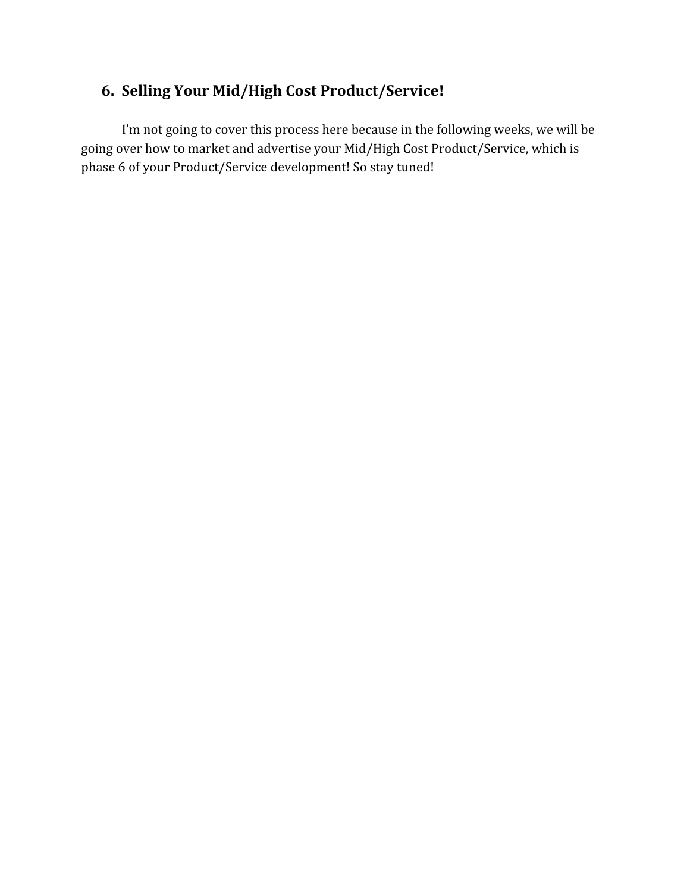## 6. Selling Your Mid/High Cost Product/Service!

I'm not going to cover this process here because in the following weeks, we will be going over how to market and advertise your Mid/High Cost Product/Service, which is phase 6 of your Product/Service development! So stay tuned!